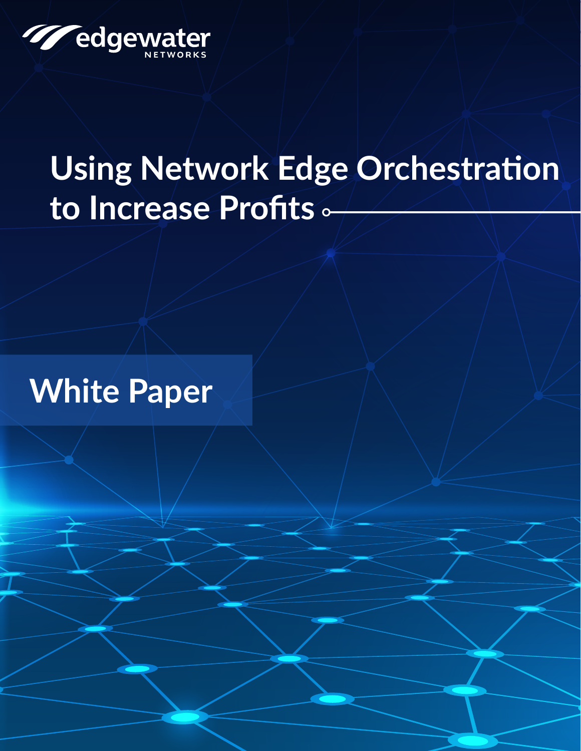edgewater NETWORKS

# Using Network Edge Orchestration to Increase Profits

## White Paper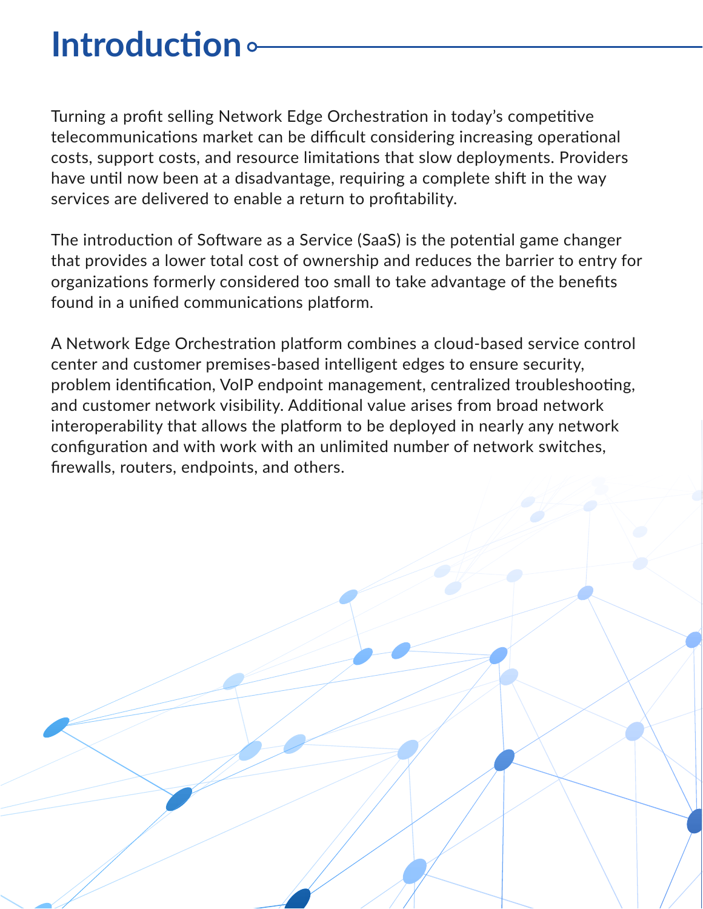# Introduction

Turning a profit selling Network Edge Orchestration in today's competitive telecommunications market can be difficult considering increasing operational costs, support costs, and resource limitations that slow deployments. Providers have until now been at a disadvantage, requiring a complete shift in the way services are delivered to enable a return to profitability.

The introduction of Software as a Service (SaaS) is the potential game changer that provides a lower total cost of ownership and reduces the barrier to entry for organizations formerly considered too small to take advantage of the benefits found in a unified communications platform.

A Network Edge Orchestration platform combines a cloud-based service control center and customer premises-based intelligent edges to ensure security, problem identification, VoIP endpoint management, centralized troubleshooting, and customer network visibility. Additional value arises from broad network interoperability that allows the platform to be deployed in nearly any network configuration and with work with an unlimited number of network switches, firewalls, routers, endpoints, and others.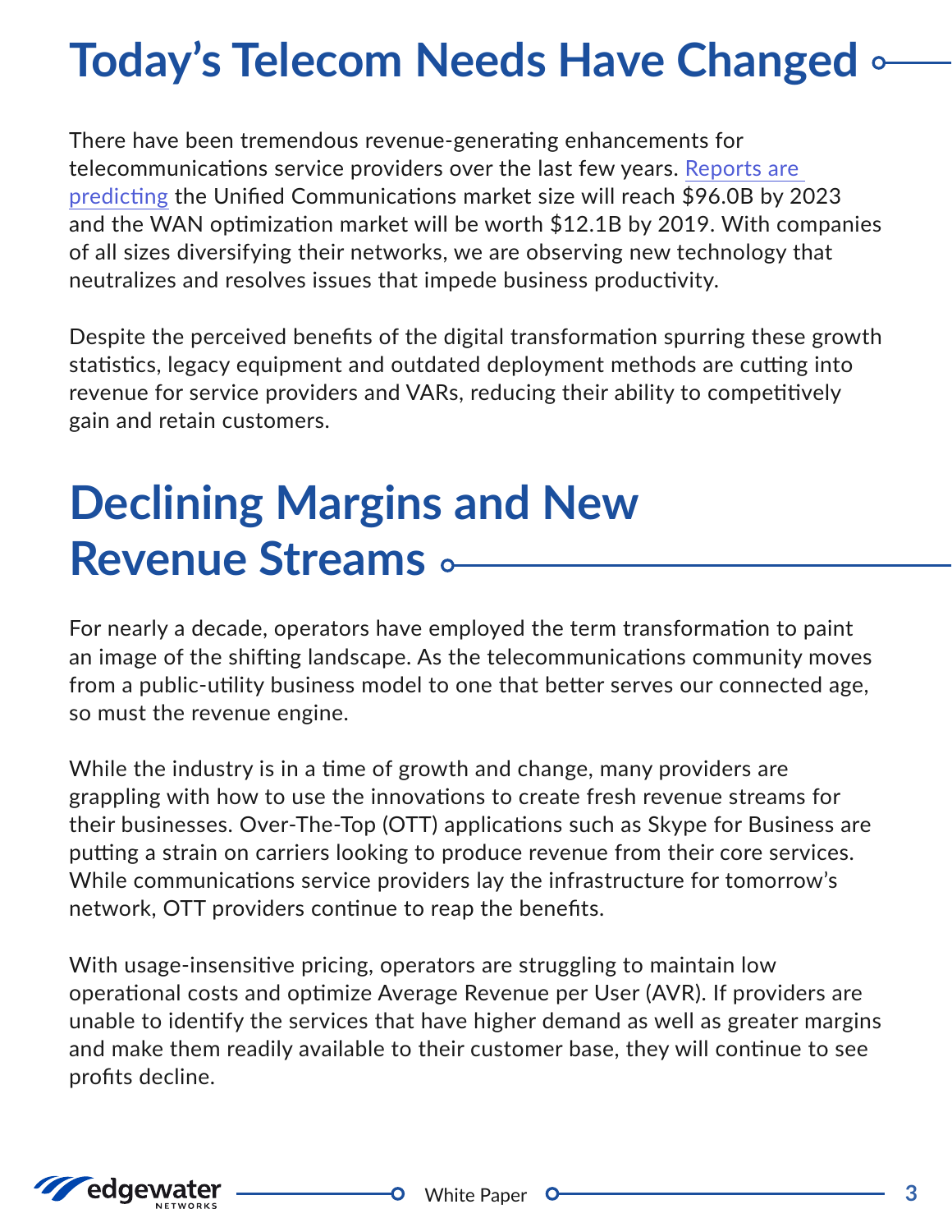# Today's Telecom Needs Have Changed

There have been tremendous revenue-generating enhancements for telecommunications service providers over the last few years. Reports are predicting the Unified Communications market size will reach $96.0B by 2023 and the WAN optimization market will be worth $12.1B by 2019. With companies of all sizes diversifying their networks, we are observing new technology that neutralizes and resolves issues that impede business productivity.

Despite the perceived benefits of the digital transformation spurring these growth statistics, legacy equipment and outdated deployment methods are cutting into revenue for service providers and VARs, reducing their ability to competitively gain and retain customers.

# Declining Margins and New Revenue Streams

For nearly a decade, operators have employed the term transformation to paint an image of the shifting landscape. As the telecommunications community moves from a public-utility business model to one that better serves our connected age, so must the revenue engine.

While the industry is in a time of growth and change, many providers are grappling with how to use the innovations to create fresh revenue streams for their businesses. Over-The-Top (OTT) applications such as Skype for Business are putting a strain on carriers looking to produce revenue from their core services. While communications service providers lay the infrastructure for tomorrow's network, OTT providers continue to reap the benefits.

With usage-insensitive pricing, operators are struggling to maintain low operational costs and optimize Average Revenue per User (AVR). If providers are unable to identify the services that have higher demand as well as greater margins and make them readily available to their customer base, they will continue to see profits decline.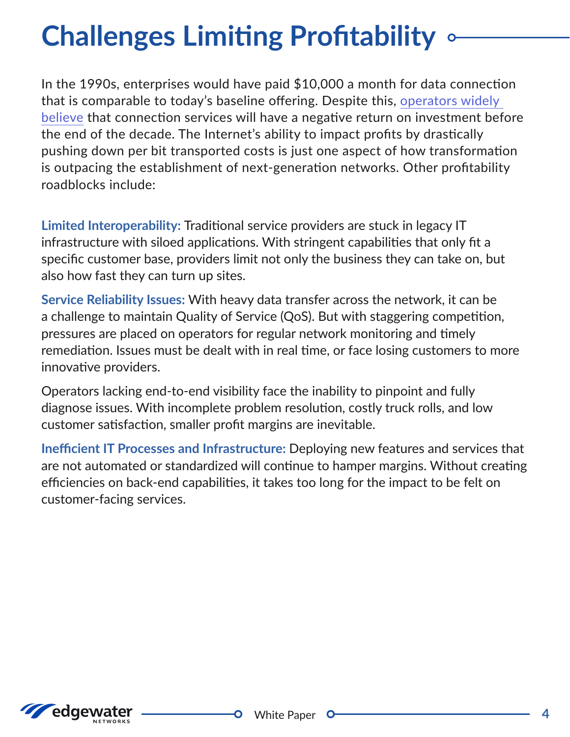# Challenges Limiting Profitability

In the 1990s, enterprises would have paid $10,000 a month for data connection that is comparable to today's baseline offering. Despite this, operators widely believe that connection services will have a negative return on investment before the end of the decade. The Internet's ability to impact profits by drastically pushing down per bit transported costs is just one aspect of how transformation is outpacing the establishment of next-generation networks. Other profitability roadblocks include:

**Limited Interoperability:** Traditional service providers are stuck in legacy IT infrastructure with siloed applications. With stringent capabilities that only fit a specific customer base, providers limit not only the business they can take on, but also how fast they can turn up sites.

**Service Reliability Issues:** With heavy data transfer across the network, it can be a challenge to maintain Quality of Service (QoS). But with staggering competition, pressures are placed on operators for regular network monitoring and timely remediation. Issues must be dealt with in real time, or face losing customers to more innovative providers.

Operators lacking end-to-end visibility face the inability to pinpoint and fully diagnose issues. With incomplete problem resolution, costly truck rolls, and low customer satisfaction, smaller profit margins are inevitable.

**Inefficient IT Processes and Infrastructure:** Deploying new features and services that are not automated or standardized will continue to hamper margins. Without creating efficiencies on back-end capabilities, it takes too long for the impact to be felt on customer-facing services.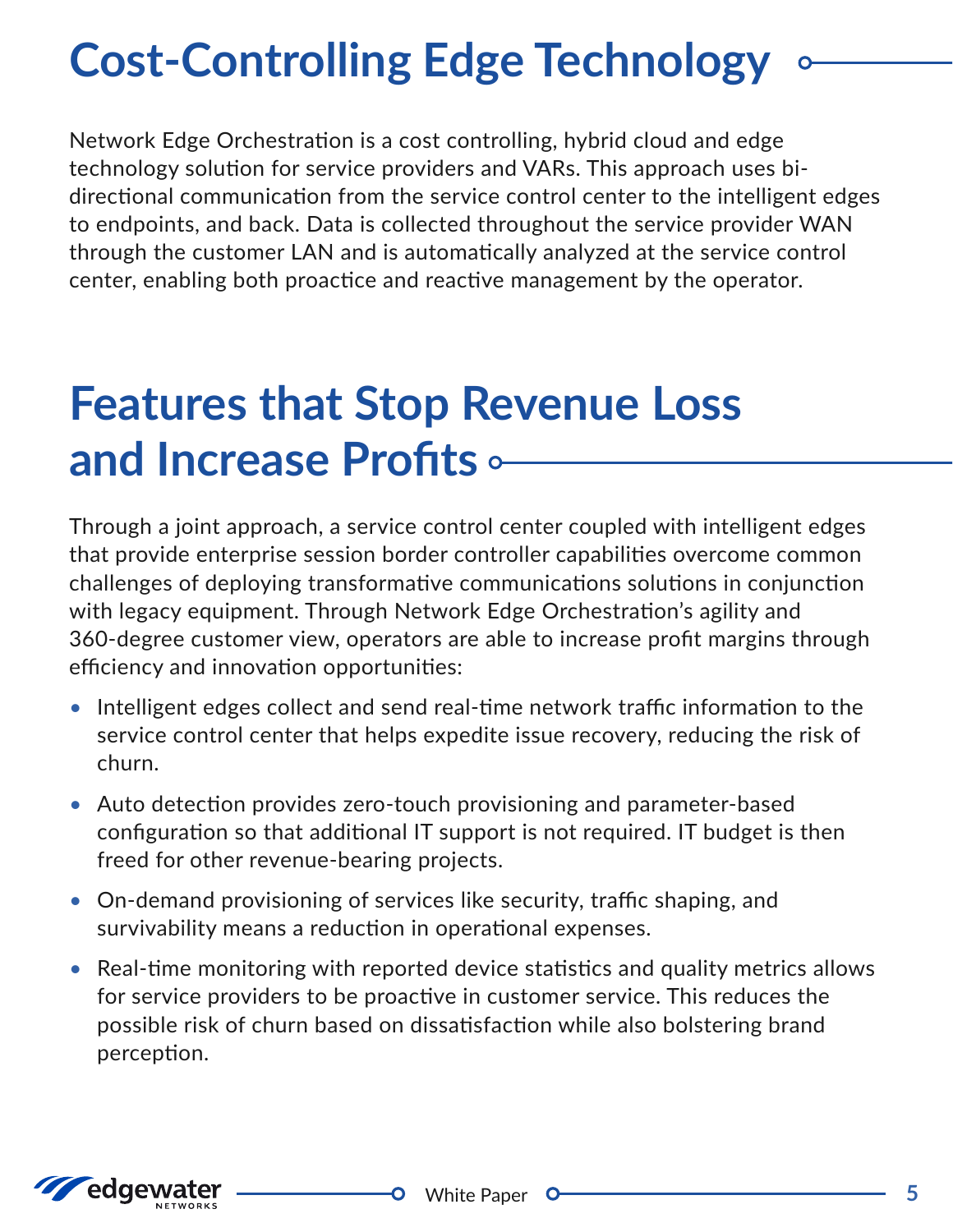# Cost-Controlling Edge Technology

Network Edge Orchestration is a cost controlling, hybrid cloud and edge technology solution for service providers and VARs. This approach uses bi-directional communication from the service control center to the intelligent edges to endpoints, and back. Data is collected throughout the service provider WAN through the customer LAN and is automatically analyzed at the service control center, enabling both proactice and reactive management by the operator.

# Features that Stop Revenue Loss and Increase Profits

Through a joint approach, a service control center coupled with intelligent edges that provide enterprise session border controller capabilities overcome common challenges of deploying transformative communications solutions in conjunction with legacy equipment. Through Network Edge Orchestration's agility and 360-degree customer view, operators are able to increase profit margins through efficiency and innovation opportunities:

- Intelligent edges collect and send real-time network traffic information to the service control center that helps expedite issue recovery, reducing the risk of churn.
- Auto detection provides zero-touch provisioning and parameter-based configuration so that additional IT support is not required. IT budget is then freed for other revenue-bearing projects.
- On-demand provisioning of services like security, traffic shaping, and survivability means a reduction in operational expenses.
- Real-time monitoring with reported device statistics and quality metrics allows for service providers to be proactive in customer service. This reduces the possible risk of churn based on dissatisfaction while also bolstering brand perception.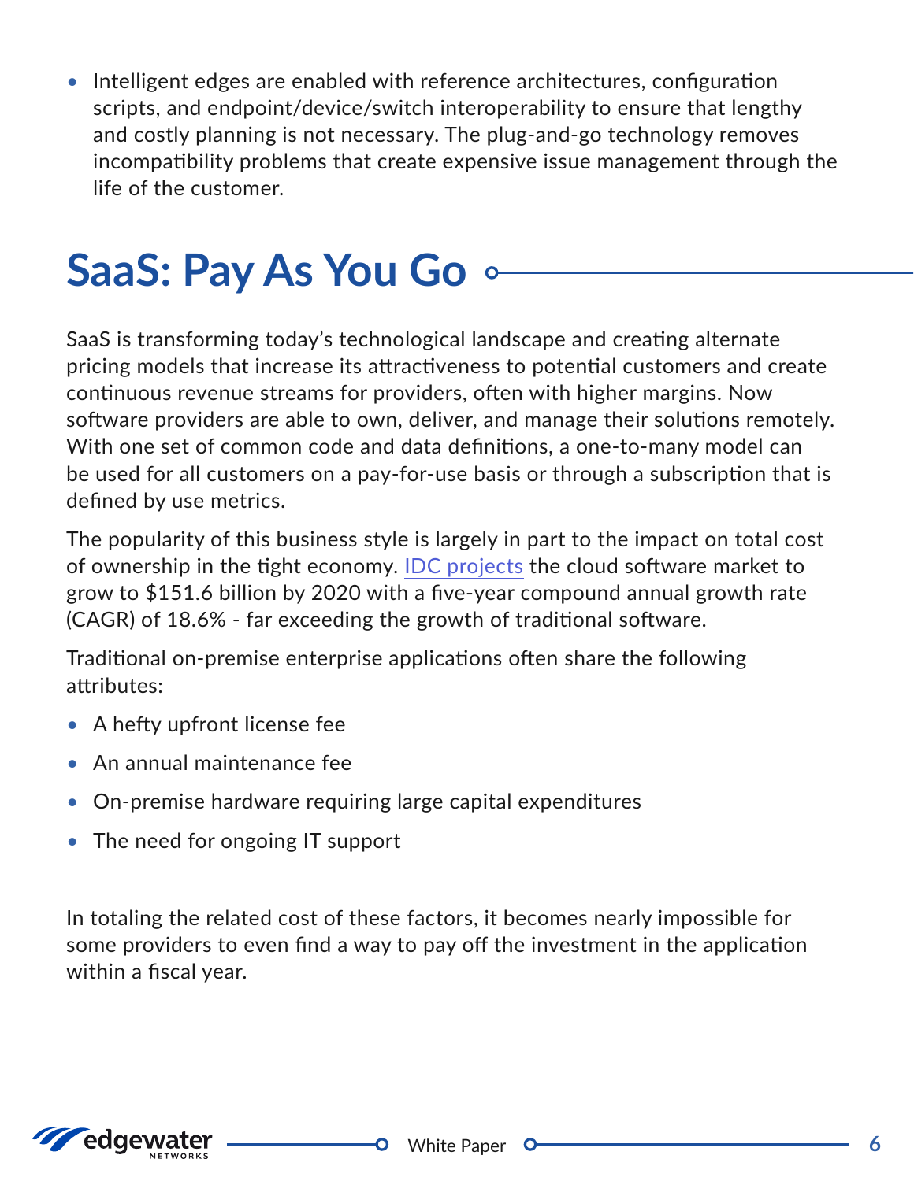- Intelligent edges are enabled with reference architectures, configuration scripts, and endpoint/device/switch interoperability to ensure that lengthy and costly planning is not necessary. The plug-and-go technology removes incompatibility problems that create expensive issue management through the life of the customer.

## SaaS: Pay As You Go

SaaS is transforming today's technological landscape and creating alternate pricing models that increase its attractiveness to potential customers and create continuous revenue streams for providers, often with higher margins. Now software providers are able to own, deliver, and manage their solutions remotely. With one set of common code and data definitions, a one-to-many model can be used for all customers on a pay-for-use basis or through a subscription that is defined by use metrics.

The popularity of this business style is largely in part to the impact on total cost of ownership in the tight economy. IDC projects the cloud software market to grow to $151.6 billion by 2020 with a five-year compound annual growth rate (CAGR) of 18.6% - far exceeding the growth of traditional software.

Traditional on-premise enterprise applications often share the following attributes:

- A hefty upfront license fee
- An annual maintenance fee
- On-premise hardware requiring large capital expenditures
- The need for ongoing IT support

In totaling the related cost of these factors, it becomes nearly impossible for some providers to even find a way to pay off the investment in the application within a fiscal year.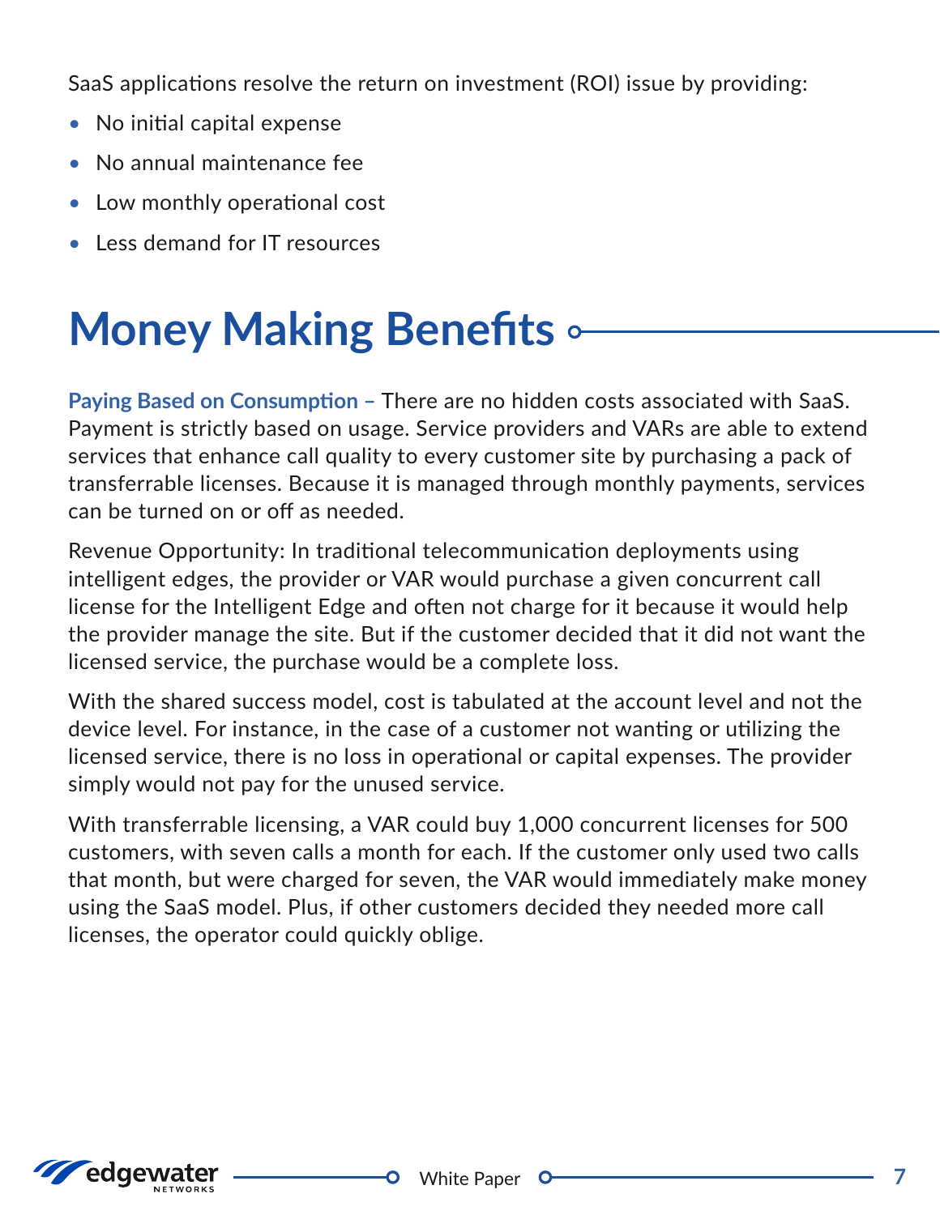SaaS applications resolve the return on investment (ROI) issue by providing:

- No initial capital expense
- No annual maintenance fee
- Low monthly operational cost
- Less demand for IT resources

# Money Making Benefits

**Paying Based on Consumption –** There are no hidden costs associated with SaaS. Payment is strictly based on usage. Service providers and VARs are able to extend services that enhance call quality to every customer site by purchasing a pack of transferrable licenses. Because it is managed through monthly payments, services can be turned on or off as needed.

Revenue Opportunity: In traditional telecommunication deployments using intelligent edges, the provider or VAR would purchase a given concurrent call license for the Intelligent Edge and often not charge for it because it would help the provider manage the site. But if the customer decided that it did not want the licensed service, the purchase would be a complete loss.

With the shared success model, cost is tabulated at the account level and not the device level. For instance, in the case of a customer not wanting or utilizing the licensed service, there is no loss in operational or capital expenses. The provider simply would not pay for the unused service.

With transferrable licensing, a VAR could buy 1,000 concurrent licenses for 500 customers, with seven calls a month for each. If the customer only used two calls that month, but were charged for seven, the VAR would immediately make money using the SaaS model. Plus, if other customers decided they needed more call licenses, the operator could quickly oblige.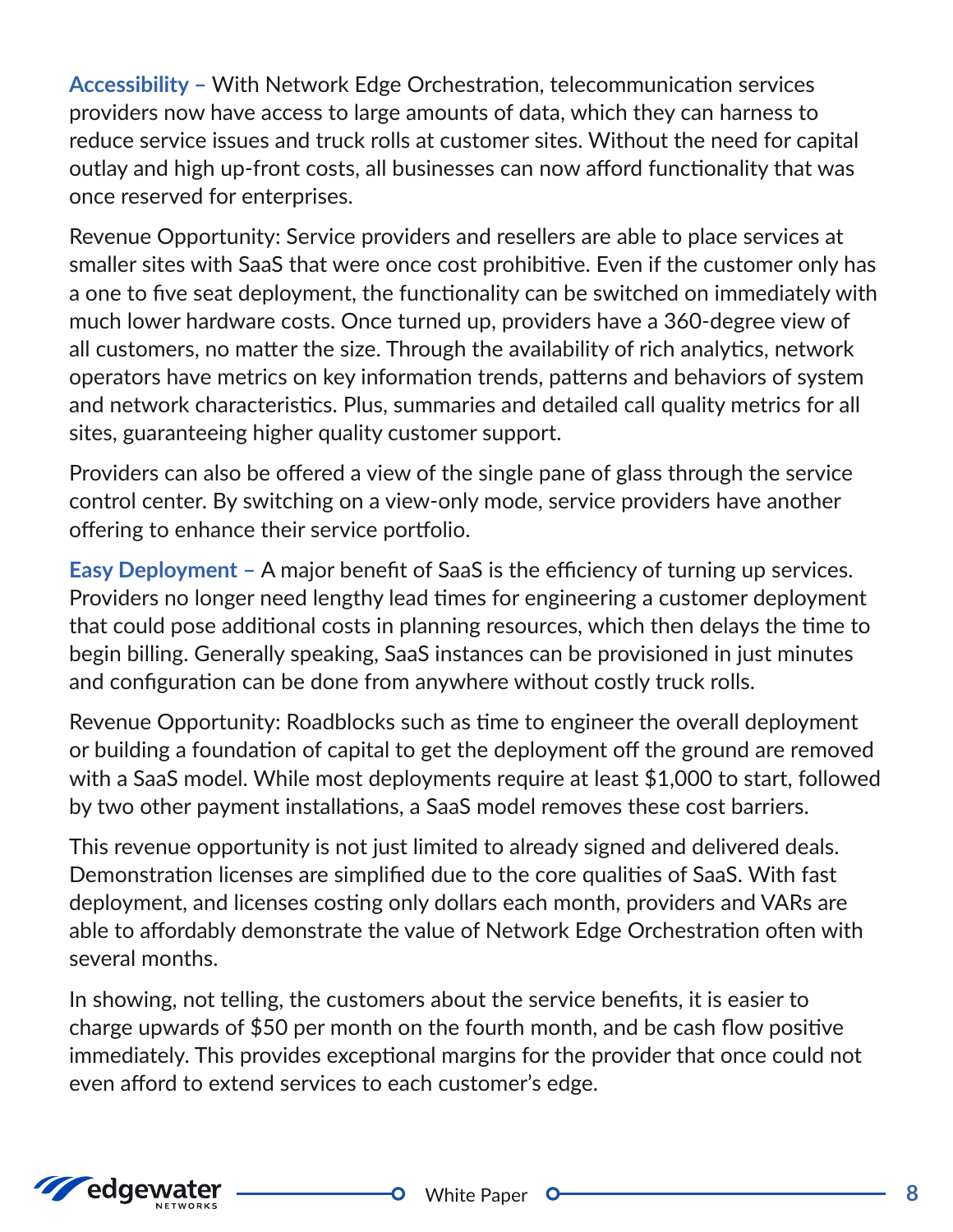**Accessibility –** With Network Edge Orchestration, telecommunication services providers now have access to large amounts of data, which they can harness to reduce service issues and truck rolls at customer sites. Without the need for capital outlay and high up-front costs, all businesses can now afford functionality that was once reserved for enterprises.

Revenue Opportunity: Service providers and resellers are able to place services at smaller sites with SaaS that were once cost prohibitive. Even if the customer only has a one to five seat deployment, the functionality can be switched on immediately with much lower hardware costs. Once turned up, providers have a 360-degree view of all customers, no matter the size. Through the availability of rich analytics, network operators have metrics on key information trends, patterns and behaviors of system and network characteristics. Plus, summaries and detailed call quality metrics for all sites, guaranteeing higher quality customer support.

Providers can also be offered a view of the single pane of glass through the service control center. By switching on a view-only mode, service providers have another offering to enhance their service portfolio.

**Easy Deployment –** A major benefit of SaaS is the efficiency of turning up services. Providers no longer need lengthy lead times for engineering a customer deployment that could pose additional costs in planning resources, which then delays the time to begin billing. Generally speaking, SaaS instances can be provisioned in just minutes and configuration can be done from anywhere without costly truck rolls.

Revenue Opportunity: Roadblocks such as time to engineer the overall deployment or building a foundation of capital to get the deployment off the ground are removed with a SaaS model. While most deployments require at least $1,000 to start, followed by two other payment installations, a SaaS model removes these cost barriers.

This revenue opportunity is not just limited to already signed and delivered deals. Demonstration licenses are simplified due to the core qualities of SaaS. With fast deployment, and licenses costing only dollars each month, providers and VARs are able to affordably demonstrate the value of Network Edge Orchestration often with several months.

In showing, not telling, the customers about the service benefits, it is easier to charge upwards of $50 per month on the fourth month, and be cash flow positive immediately. This provides exceptional margins for the provider that once could not even afford to extend services to each customer's edge.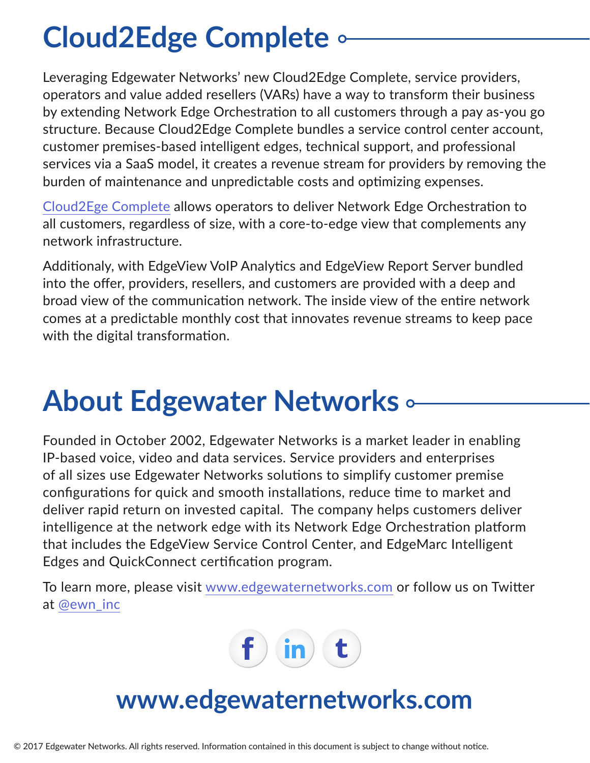# Cloud2Edge Complete

Leveraging Edgewater Networks' new Cloud2Edge Complete, service providers, operators and value added resellers (VARs) have a way to transform their business by extending Network Edge Orchestration to all customers through a pay as-you go structure. Because Cloud2Edge Complete bundles a service control center account, customer premises-based intelligent edges, technical support, and professional services via a SaaS model, it creates a revenue stream for providers by removing the burden of maintenance and unpredictable costs and optimizing expenses.

Cloud2Ege Complete allows operators to deliver Network Edge Orchestration to all customers, regardless of size, with a core-to-edge view that complements any network infrastructure.

Additionaly, with EdgeView VoIP Analytics and EdgeView Report Server bundled into the offer, providers, resellers, and customers are provided with a deep and broad view of the communication network. The inside view of the entire network comes at a predictable monthly cost that innovates revenue streams to keep pace with the digital transformation.

# About Edgewater Networks

Founded in October 2002, Edgewater Networks is a market leader in enabling IP-based voice, video and data services. Service providers and enterprises of all sizes use Edgewater Networks solutions to simplify customer premise configurations for quick and smooth installations, reduce time to market and deliver rapid return on invested capital. The company helps customers deliver intelligence at the network edge with its Network Edge Orchestration platform that includes the EdgeView Service Control Center, and EdgeMarc Intelligent Edges and QuickConnect certification program.

To learn more, please visit www.edgewaternetworks.com or follow us on Twitter at @ewn_inc

## www.edgewaternetworks.com

© 2017 Edgewater Networks. All rights reserved. Information contained in this document is subject to change without notice.